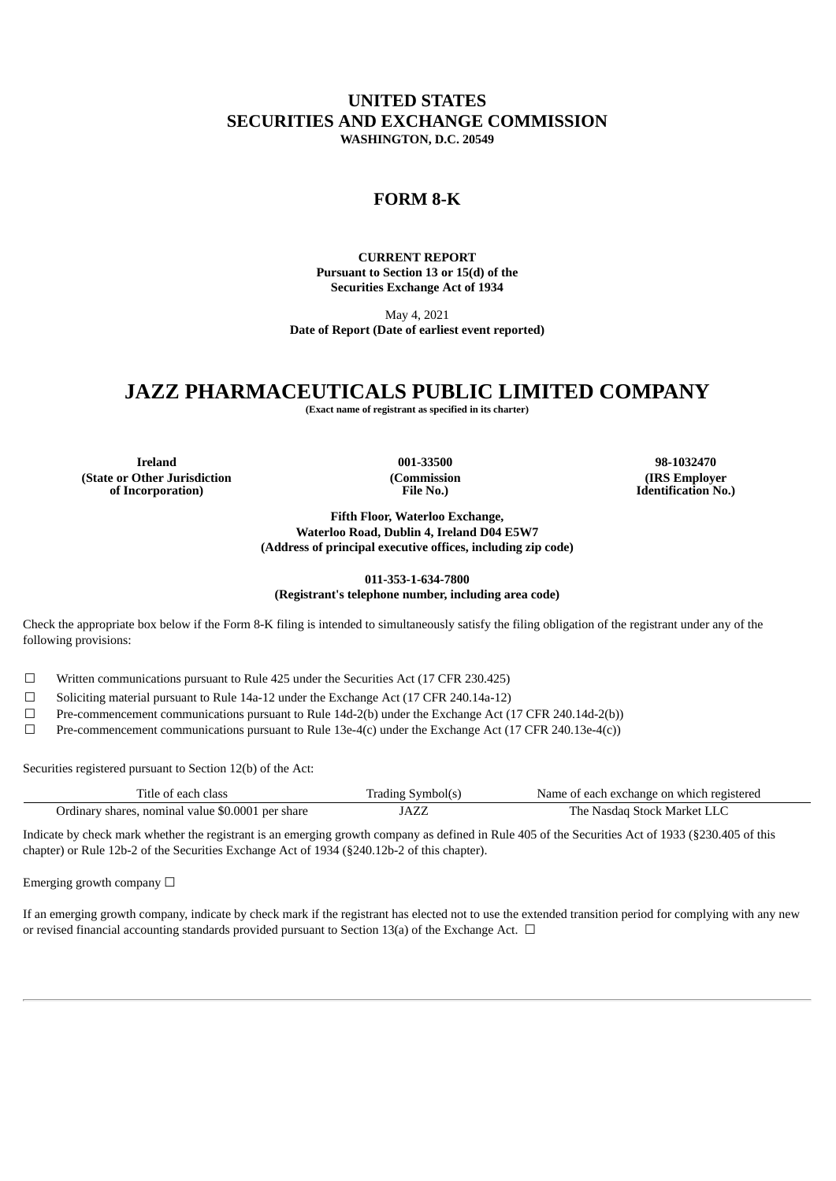# UNITED STATES
# SECURITIES AND EXCHANGE COMMISSION

**WASHINGTON, D.C. 20549**

## FORM 8-K

**CURRENT REPORT**
**Pursuant to Section 13 or 15(d) of the**
**Securities Exchange Act of 1934**

May 4, 2021
**Date of Report (Date of earliest event reported)**

# JAZZ PHARMACEUTICALS PUBLIC LIMITED COMPANY

**(Exact name of registrant as specified in its charter)**

| Ireland | 001-33500 | 98-1032470 |
|---|---|---|
| **(State or Other Jurisdiction of Incorporation)** | **(Commission File No.)** | **(IRS Employer Identification No.)** |

**Fifth Floor, Waterloo Exchange,**
**Waterloo Road, Dublin 4, Ireland D04 E5W7**
**(Address of principal executive offices, including zip code)**

**011-353-1-634-7800**
**(Registrant's telephone number, including area code)**

Check the appropriate box below if the Form 8-K filing is intended to simultaneously satisfy the filing obligation of the registrant under any of the following provisions:

☐ Written communications pursuant to Rule 425 under the Securities Act (17 CFR 230.425)

☐ Soliciting material pursuant to Rule 14a-12 under the Exchange Act (17 CFR 240.14a-12)

☐ Pre-commencement communications pursuant to Rule 14d-2(b) under the Exchange Act (17 CFR 240.14d-2(b))

☐ Pre-commencement communications pursuant to Rule 13e-4(c) under the Exchange Act (17 CFR 240.13e-4(c))

Securities registered pursuant to Section 12(b) of the Act:

| Title of each class | Trading Symbol(s) | Name of each exchange on which registered |
|---|---|---|
| Ordinary shares, nominal value $0.0001 per share | JAZZ | The Nasdaq Stock Market LLC |

Indicate by check mark whether the registrant is an emerging growth company as defined in Rule 405 of the Securities Act of 1933 (§230.405 of this chapter) or Rule 12b-2 of the Securities Exchange Act of 1934 (§240.12b-2 of this chapter).

Emerging growth company ☐

If an emerging growth company, indicate by check mark if the registrant has elected not to use the extended transition period for complying with any new or revised financial accounting standards provided pursuant to Section 13(a) of the Exchange Act. ☐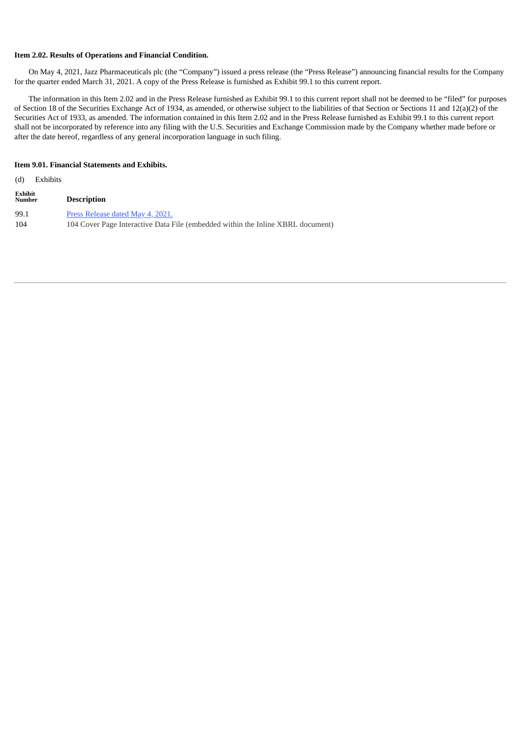**Item 2.02. Results of Operations and Financial Condition.**

On May 4, 2021, Jazz Pharmaceuticals plc (the "Company") issued a press release (the "Press Release") announcing financial results for the Company for the quarter ended March 31, 2021. A copy of the Press Release is furnished as Exhibit 99.1 to this current report.

The information in this Item 2.02 and in the Press Release furnished as Exhibit 99.1 to this current report shall not be deemed to be "filed" for purposes of Section 18 of the Securities Exchange Act of 1934, as amended, or otherwise subject to the liabilities of that Section or Sections 11 and 12(a)(2) of the Securities Act of 1933, as amended. The information contained in this Item 2.02 and in the Press Release furnished as Exhibit 99.1 to this current report shall not be incorporated by reference into any filing with the U.S. Securities and Exchange Commission made by the Company whether made before or after the date hereof, regardless of any general incorporation language in such filing.

**Item 9.01. Financial Statements and Exhibits.**

(d) Exhibits

| Exhibit Number | Description |
|---|---|
| 99.1 | Press Release dated May 4, 2021. |
| 104 | 104 Cover Page Interactive Data File (embedded within the Inline XBRL document) |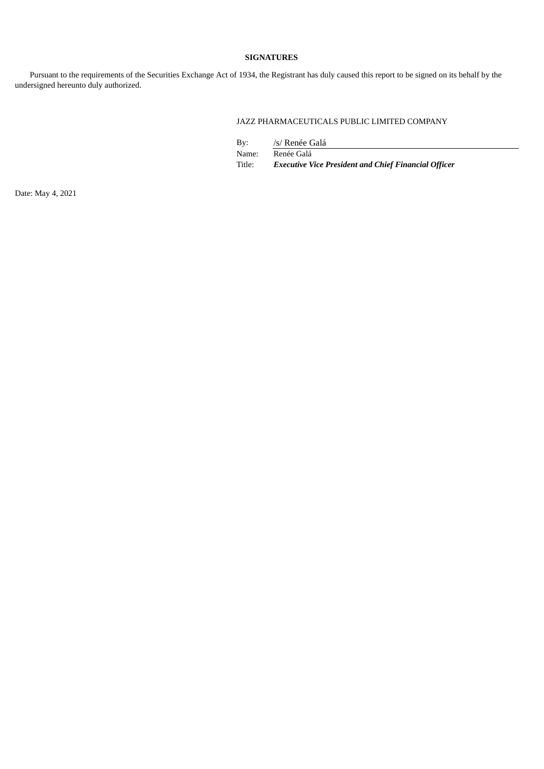**SIGNATURES**

Pursuant to the requirements of the Securities Exchange Act of 1934, the Registrant has duly caused this report to be signed on its behalf by the undersigned hereunto duly authorized.

JAZZ PHARMACEUTICALS PUBLIC LIMITED COMPANY

By: /s/ Renée Galá
Name: Renée Galá
Title: ***Executive Vice President and Chief Financial Officer***

Date: May 4, 2021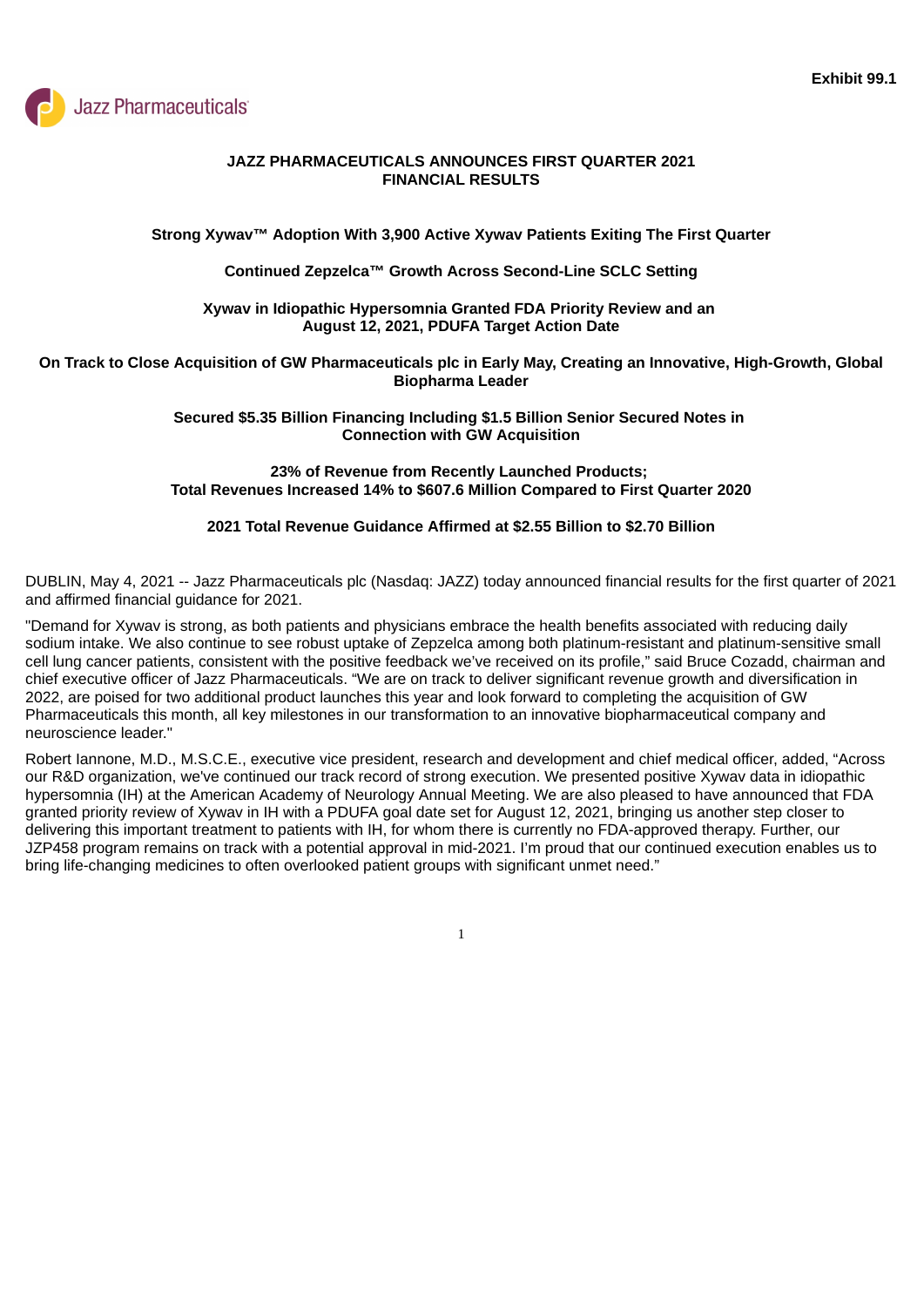Exhibit 99.1

Jazz Pharmaceuticals

# JAZZ PHARMACEUTICALS ANNOUNCES FIRST QUARTER 2021 FINANCIAL RESULTS

**Strong Xywav™ Adoption With 3,900 Active Xywav Patients Exiting The First Quarter**

**Continued Zepzelca™ Growth Across Second-Line SCLC Setting**

**Xywav in Idiopathic Hypersomnia Granted FDA Priority Review and an August 12, 2021, PDUFA Target Action Date**

**On Track to Close Acquisition of GW Pharmaceuticals plc in Early May, Creating an Innovative, High-Growth, Global Biopharma Leader**

**Secured $5.35 Billion Financing Including $1.5 Billion Senior Secured Notes in Connection with GW Acquisition**

**23% of Revenue from Recently Launched Products;**
**Total Revenues Increased 14% to $607.6 Million Compared to First Quarter 2020**

**2021 Total Revenue Guidance Affirmed at $2.55 Billion to $2.70 Billion**

DUBLIN, May 4, 2021 -- Jazz Pharmaceuticals plc (Nasdaq: JAZZ) today announced financial results for the first quarter of 2021 and affirmed financial guidance for 2021.

"Demand for Xywav is strong, as both patients and physicians embrace the health benefits associated with reducing daily sodium intake. We also continue to see robust uptake of Zepzelca among both platinum-resistant and platinum-sensitive small cell lung cancer patients, consistent with the positive feedback we've received on its profile," said Bruce Cozadd, chairman and chief executive officer of Jazz Pharmaceuticals. "We are on track to deliver significant revenue growth and diversification in 2022, are poised for two additional product launches this year and look forward to completing the acquisition of GW Pharmaceuticals this month, all key milestones in our transformation to an innovative biopharmaceutical company and neuroscience leader."

Robert Iannone, M.D., M.S.C.E., executive vice president, research and development and chief medical officer, added, "Across our R&D organization, we've continued our track record of strong execution. We presented positive Xywav data in idiopathic hypersomnia (IH) at the American Academy of Neurology Annual Meeting. We are also pleased to have announced that FDA granted priority review of Xywav in IH with a PDUFA goal date set for August 12, 2021, bringing us another step closer to delivering this important treatment to patients with IH, for whom there is currently no FDA-approved therapy. Further, our JZP458 program remains on track with a potential approval in mid-2021. I'm proud that our continued execution enables us to bring life-changing medicines to often overlooked patient groups with significant unmet need."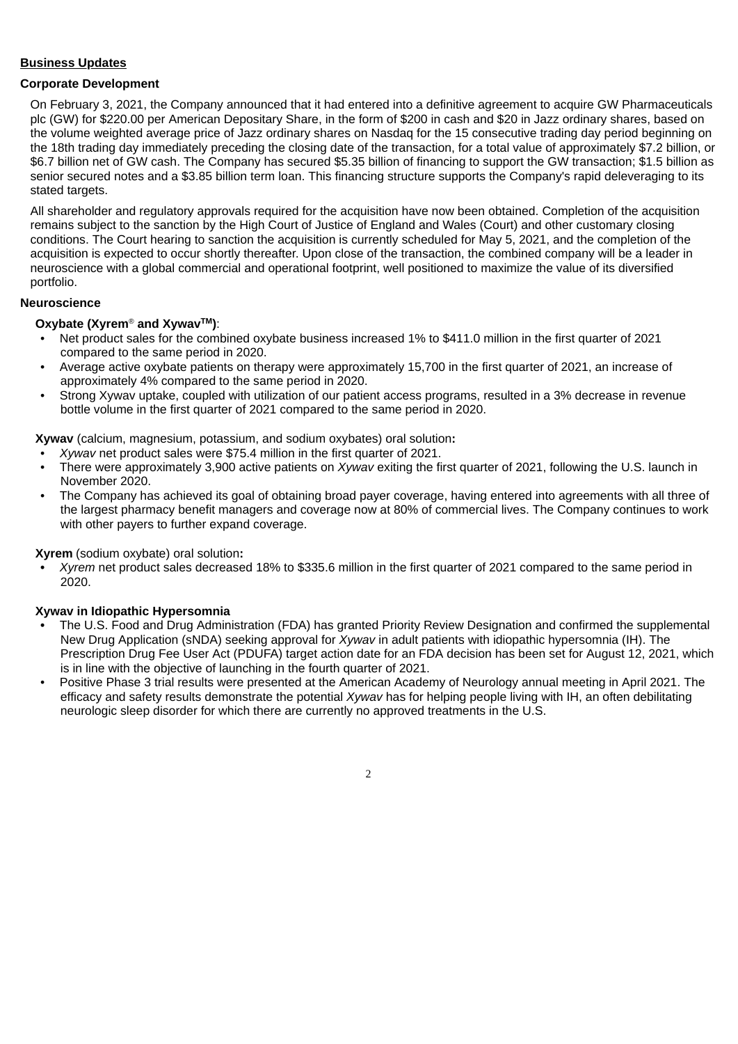## **Business Updates**

### Corporate Development

On February 3, 2021, the Company announced that it had entered into a definitive agreement to acquire GW Pharmaceuticals plc (GW) for $220.00 per American Depositary Share, in the form of $200 in cash and $20 in Jazz ordinary shares, based on the volume weighted average price of Jazz ordinary shares on Nasdaq for the 15 consecutive trading day period beginning on the 18th trading day immediately preceding the closing date of the transaction, for a total value of approximately $7.2 billion, or $6.7 billion net of GW cash. The Company has secured $5.35 billion of financing to support the GW transaction; $1.5 billion as senior secured notes and a $3.85 billion term loan. This financing structure supports the Company's rapid deleveraging to its stated targets.

All shareholder and regulatory approvals required for the acquisition have now been obtained. Completion of the acquisition remains subject to the sanction by the High Court of Justice of England and Wales (Court) and other customary closing conditions. The Court hearing to sanction the acquisition is currently scheduled for May 5, 2021, and the completion of the acquisition is expected to occur shortly thereafter. Upon close of the transaction, the combined company will be a leader in neuroscience with a global commercial and operational footprint, well positioned to maximize the value of its diversified portfolio.

### Neuroscience

**Oxybate (Xyrem® and Xywav™)**:

- Net product sales for the combined oxybate business increased 1% to $411.0 million in the first quarter of 2021 compared to the same period in 2020.
- Average active oxybate patients on therapy were approximately 15,700 in the first quarter of 2021, an increase of approximately 4% compared to the same period in 2020.
- Strong Xywav uptake, coupled with utilization of our patient access programs, resulted in a 3% decrease in revenue bottle volume in the first quarter of 2021 compared to the same period in 2020.

**Xywav** (calcium, magnesium, potassium, and sodium oxybates) oral solution**:**

- *Xywav* net product sales were $75.4 million in the first quarter of 2021.
- There were approximately 3,900 active patients on *Xywav* exiting the first quarter of 2021, following the U.S. launch in November 2020.
- The Company has achieved its goal of obtaining broad payer coverage, having entered into agreements with all three of the largest pharmacy benefit managers and coverage now at 80% of commercial lives. The Company continues to work with other payers to further expand coverage.

**Xyrem** (sodium oxybate) oral solution**:**

- *Xyrem* net product sales decreased 18% to $335.6 million in the first quarter of 2021 compared to the same period in 2020.

**Xywav in Idiopathic Hypersomnia**

- The U.S. Food and Drug Administration (FDA) has granted Priority Review Designation and confirmed the supplemental New Drug Application (sNDA) seeking approval for *Xywav* in adult patients with idiopathic hypersomnia (IH). The Prescription Drug Fee User Act (PDUFA) target action date for an FDA decision has been set for August 12, 2021, which is in line with the objective of launching in the fourth quarter of 2021.
- Positive Phase 3 trial results were presented at the American Academy of Neurology annual meeting in April 2021. The efficacy and safety results demonstrate the potential *Xywav* has for helping people living with IH, an often debilitating neurologic sleep disorder for which there are currently no approved treatments in the U.S.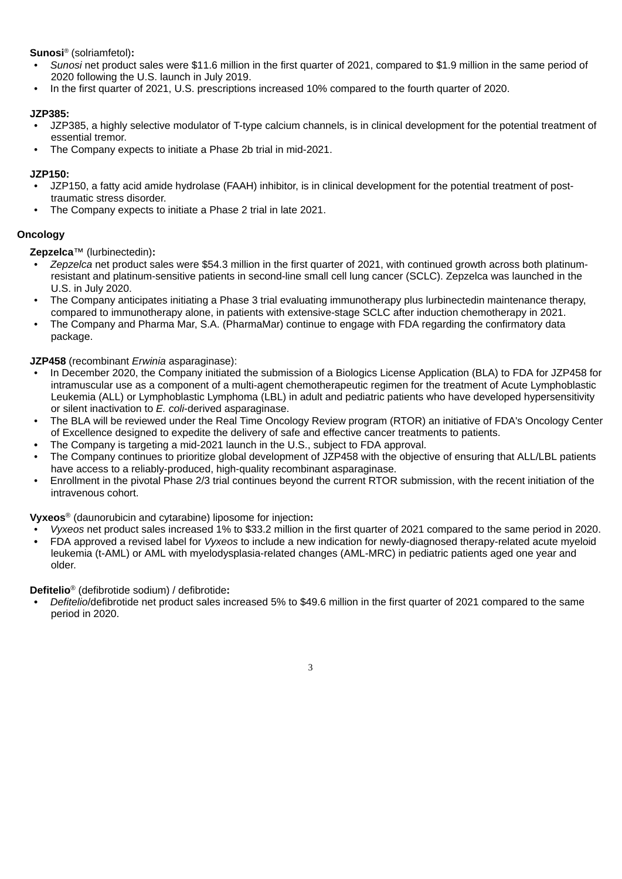**Sunosi**® (solriamfetol)**:**

- *Sunosi* net product sales were $11.6 million in the first quarter of 2021, compared to $1.9 million in the same period of 2020 following the U.S. launch in July 2019.
- In the first quarter of 2021, U.S. prescriptions increased 10% compared to the fourth quarter of 2020.

**JZP385:**

- JZP385, a highly selective modulator of T-type calcium channels, is in clinical development for the potential treatment of essential tremor.
- The Company expects to initiate a Phase 2b trial in mid-2021.

**JZP150:**

- JZP150, a fatty acid amide hydrolase (FAAH) inhibitor, is in clinical development for the potential treatment of post-traumatic stress disorder.
- The Company expects to initiate a Phase 2 trial in late 2021.

**Oncology**

**Zepzelca**™ (lurbinectedin)**:**

- *Zepzelca* net product sales were $54.3 million in the first quarter of 2021, with continued growth across both platinum-resistant and platinum-sensitive patients in second-line small cell lung cancer (SCLC). Zepzelca was launched in the U.S. in July 2020.
- The Company anticipates initiating a Phase 3 trial evaluating immunotherapy plus lurbinectedin maintenance therapy, compared to immunotherapy alone, in patients with extensive-stage SCLC after induction chemotherapy in 2021.
- The Company and Pharma Mar, S.A. (PharmaMar) continue to engage with FDA regarding the confirmatory data package.

**JZP458** (recombinant *Erwinia* asparaginase):

- In December 2020, the Company initiated the submission of a Biologics License Application (BLA) to FDA for JZP458 for intramuscular use as a component of a multi-agent chemotherapeutic regimen for the treatment of Acute Lymphoblastic Leukemia (ALL) or Lymphoblastic Lymphoma (LBL) in adult and pediatric patients who have developed hypersensitivity or silent inactivation to *E. coli*-derived asparaginase.
- The BLA will be reviewed under the Real Time Oncology Review program (RTOR) an initiative of FDA's Oncology Center of Excellence designed to expedite the delivery of safe and effective cancer treatments to patients.
- The Company is targeting a mid-2021 launch in the U.S., subject to FDA approval.
- The Company continues to prioritize global development of JZP458 with the objective of ensuring that ALL/LBL patients have access to a reliably-produced, high-quality recombinant asparaginase.
- Enrollment in the pivotal Phase 2/3 trial continues beyond the current RTOR submission, with the recent initiation of the intravenous cohort.

**Vyxeos**® (daunorubicin and cytarabine) liposome for injection**:**

- *Vyxeos* net product sales increased 1% to $33.2 million in the first quarter of 2021 compared to the same period in 2020.
- FDA approved a revised label for *Vyxeos* to include a new indication for newly-diagnosed therapy-related acute myeloid leukemia (t-AML) or AML with myelodysplasia-related changes (AML-MRC) in pediatric patients aged one year and older.

**Defitelio**® (defibrotide sodium) / defibrotide**:**

- *Defitelio*/defibrotide net product sales increased 5% to $49.6 million in the first quarter of 2021 compared to the same period in 2020.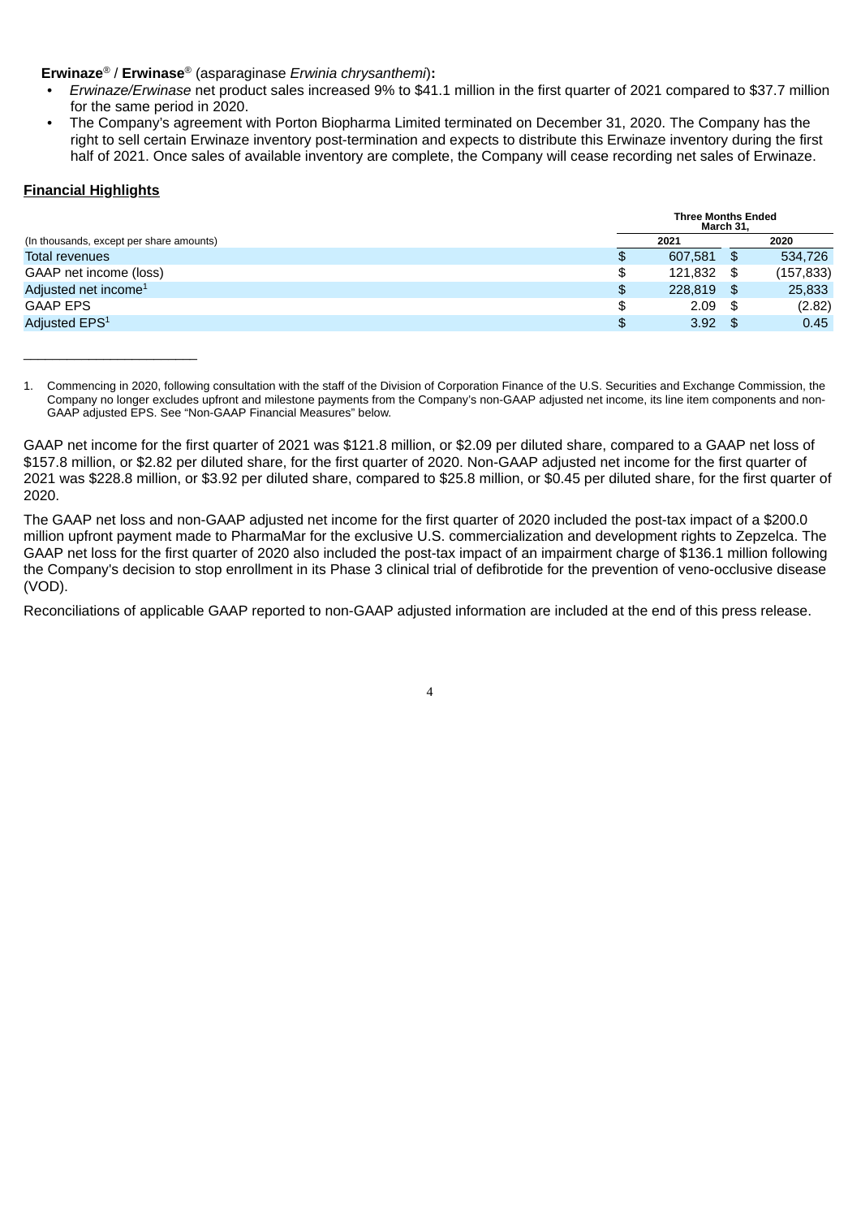**Erwinaze**® / **Erwinase**® (asparaginase *Erwinia chrysanthemi*)**:**

- *Erwinaze/Erwinase* net product sales increased 9% to $41.1 million in the first quarter of 2021 compared to $37.7 million for the same period in 2020.
- The Company's agreement with Porton Biopharma Limited terminated on December 31, 2020. The Company has the right to sell certain Erwinaze inventory post-termination and expects to distribute this Erwinaze inventory during the first half of 2021. Once sales of available inventory are complete, the Company will cease recording net sales of Erwinaze.

## Financial Highlights

| (In thousands, except per share amounts) | Three Months Ended March 31, 2021 | Three Months Ended March 31, 2020 |
|---|---|---|
| Total revenues | $ 607,581 | $ 534,726 |
| GAAP net income (loss) | $ 121,832 | $ (157,833) |
| Adjusted net income[1] | $ 228,819 | $ 25,833 |
| GAAP EPS | $ 2.09 | $ (2.82) |
| Adjusted EPS[1] | $ 3.92 | $ 0.45 |

1. Commencing in 2020, following consultation with the staff of the Division of Corporation Finance of the U.S. Securities and Exchange Commission, the Company no longer excludes upfront and milestone payments from the Company's non-GAAP adjusted net income, its line item components and non-GAAP adjusted EPS. See "Non-GAAP Financial Measures" below.

GAAP net income for the first quarter of 2021 was $121.8 million, or $2.09 per diluted share, compared to a GAAP net loss of $157.8 million, or $2.82 per diluted share, for the first quarter of 2020. Non-GAAP adjusted net income for the first quarter of 2021 was $228.8 million, or $3.92 per diluted share, compared to $25.8 million, or $0.45 per diluted share, for the first quarter of 2020.

The GAAP net loss and non-GAAP adjusted net income for the first quarter of 2020 included the post-tax impact of a $200.0 million upfront payment made to PharmaMar for the exclusive U.S. commercialization and development rights to Zepzelca. The GAAP net loss for the first quarter of 2020 also included the post-tax impact of an impairment charge of $136.1 million following the Company's decision to stop enrollment in its Phase 3 clinical trial of defibrotide for the prevention of veno-occlusive disease (VOD).

Reconciliations of applicable GAAP reported to non-GAAP adjusted information are included at the end of this press release.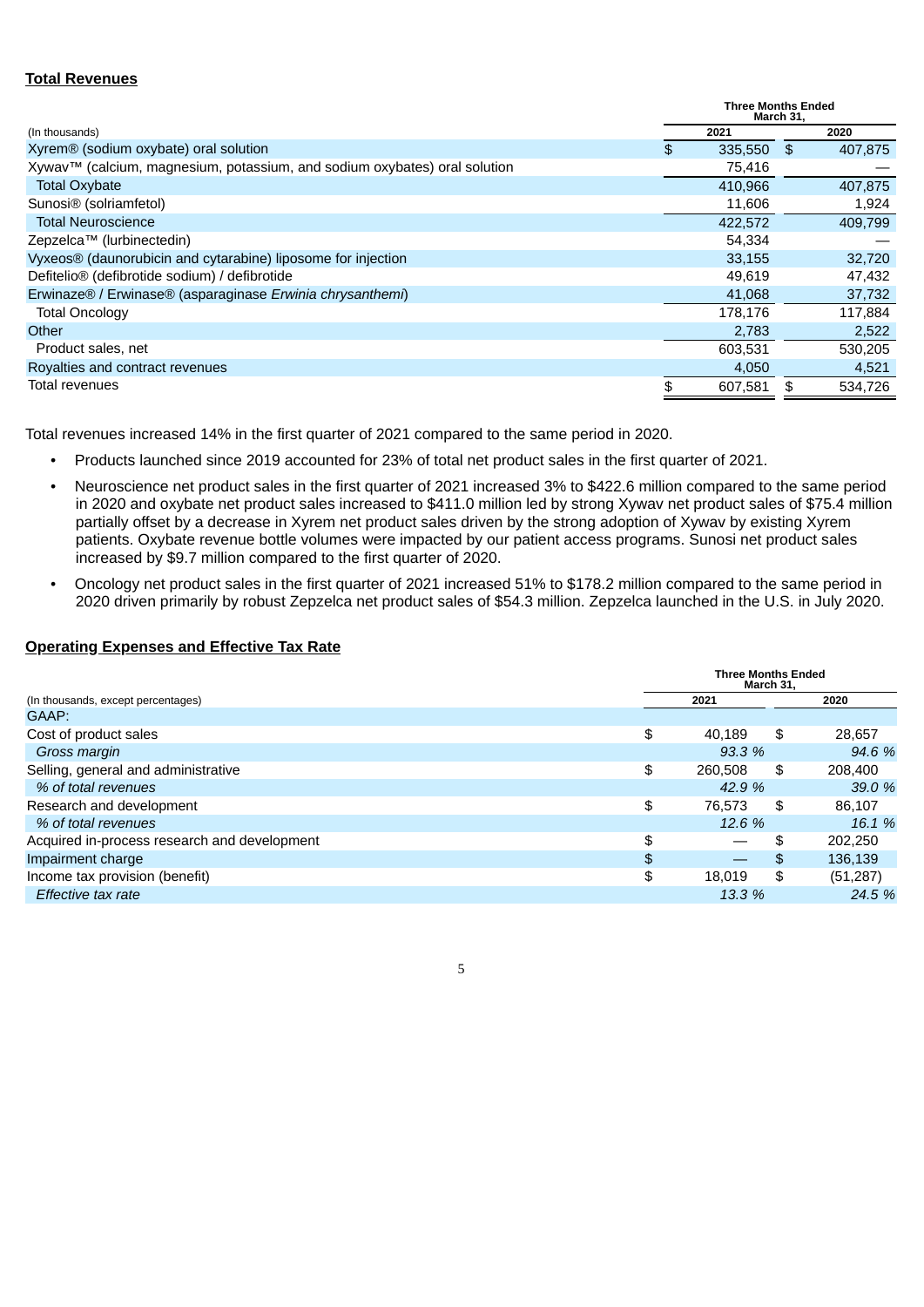**Total Revenues**

| (In thousands) | Three Months Ended March 31, 2021 | Three Months Ended March 31, 2020 |
|---|---|---|
| Xyrem® (sodium oxybate) oral solution | $ 335,550 | $ 407,875 |
| Xywav™ (calcium, magnesium, potassium, and sodium oxybates) oral solution | 75,416 | — |
| Total Oxybate | 410,966 | 407,875 |
| Sunosi® (solriamfetol) | 11,606 | 1,924 |
| Total Neuroscience | 422,572 | 409,799 |
| Zepzelca™ (lurbinectedin) | 54,334 | — |
| Vyxeos® (daunorubicin and cytarabine) liposome for injection | 33,155 | 32,720 |
| Defitelio® (defibrotide sodium) / defibrotide | 49,619 | 47,432 |
| Erwinaze® / Erwinase® (asparaginase *Erwinia chrysanthemi*) | 41,068 | 37,732 |
| Total Oncology | 178,176 | 117,884 |
| Other | 2,783 | 2,522 |
| Product sales, net | 603,531 | 530,205 |
| Royalties and contract revenues | 4,050 | 4,521 |
| Total revenues | $ 607,581 | $ 534,726 |

Total revenues increased 14% in the first quarter of 2021 compared to the same period in 2020.

- Products launched since 2019 accounted for 23% of total net product sales in the first quarter of 2021.
- Neuroscience net product sales in the first quarter of 2021 increased 3% to $422.6 million compared to the same period in 2020 and oxybate net product sales increased to $411.0 million led by strong Xywav net product sales of $75.4 million partially offset by a decrease in Xyrem net product sales driven by the strong adoption of Xywav by existing Xyrem patients. Oxybate revenue bottle volumes were impacted by our patient access programs. Sunosi net product sales increased by $9.7 million compared to the first quarter of 2020.
- Oncology net product sales in the first quarter of 2021 increased 51% to $178.2 million compared to the same period in 2020 driven primarily by robust Zepzelca net product sales of $54.3 million. Zepzelca launched in the U.S. in July 2020.

**Operating Expenses and Effective Tax Rate**

| (In thousands, except percentages) | Three Months Ended March 31, 2021 | Three Months Ended March 31, 2020 |
|---|---|---|
| GAAP: | | |
| Cost of product sales | $ 40,189 | $ 28,657 |
| *Gross margin* | *93.3 %* | *94.6 %* |
| Selling, general and administrative | $ 260,508 | $ 208,400 |
| *% of total revenues* | *42.9 %* | *39.0 %* |
| Research and development | $ 76,573 | $ 86,107 |
| *% of total revenues* | *12.6 %* | *16.1 %* |
| Acquired in-process research and development | $ — | $ 202,250 |
| Impairment charge | $ — | $ 136,139 |
| Income tax provision (benefit) | $ 18,019 | $ (51,287) |
| *Effective tax rate* | *13.3 %* | *24.5 %* |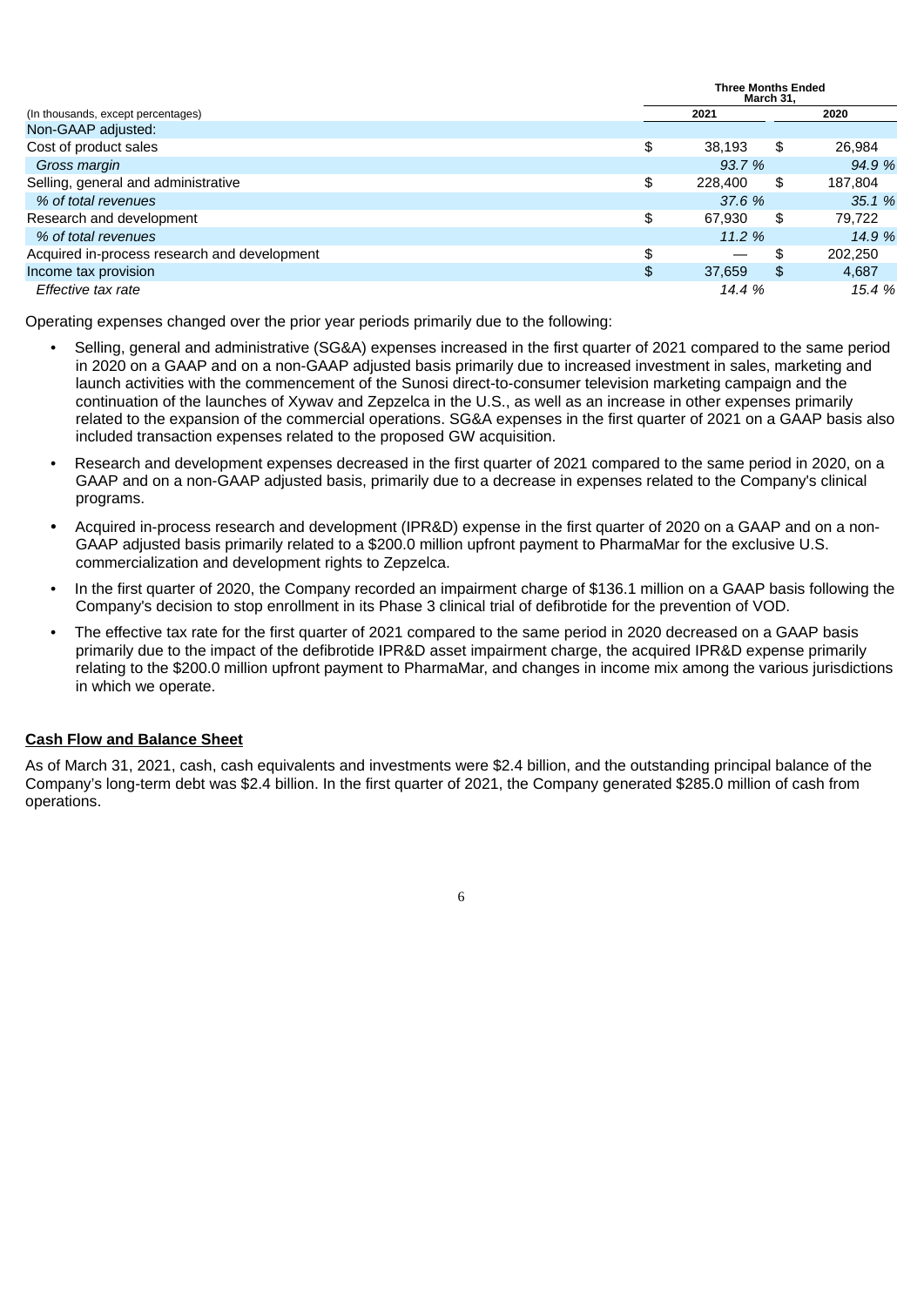| (In thousands, except percentages) | Three Months Ended March 31, 2021 | Three Months Ended March 31, 2020 |
| --- | --- | --- |
| Non-GAAP adjusted: | | |
| Cost of product sales | $ 38,193 | $ 26,984 |
| *Gross margin* | *93.7 %* | *94.9 %* |
| Selling, general and administrative | $ 228,400 | $ 187,804 |
| *% of total revenues* | *37.6 %* | *35.1 %* |
| Research and development | $ 67,930 | $ 79,722 |
| *% of total revenues* | *11.2 %* | *14.9 %* |
| Acquired in-process research and development | $ — | $ 202,250 |
| Income tax provision | $ 37,659 | $ 4,687 |
| *Effective tax rate* | *14.4 %* | *15.4 %* |

Operating expenses changed over the prior year periods primarily due to the following:

- Selling, general and administrative (SG&A) expenses increased in the first quarter of 2021 compared to the same period in 2020 on a GAAP and on a non-GAAP adjusted basis primarily due to increased investment in sales, marketing and launch activities with the commencement of the Sunosi direct-to-consumer television marketing campaign and the continuation of the launches of Xywav and Zepzelca in the U.S., as well as an increase in other expenses primarily related to the expansion of the commercial operations. SG&A expenses in the first quarter of 2021 on a GAAP basis also included transaction expenses related to the proposed GW acquisition.
- Research and development expenses decreased in the first quarter of 2021 compared to the same period in 2020, on a GAAP and on a non-GAAP adjusted basis, primarily due to a decrease in expenses related to the Company's clinical programs.
- Acquired in-process research and development (IPR&D) expense in the first quarter of 2020 on a GAAP and on a non-GAAP adjusted basis primarily related to a $200.0 million upfront payment to PharmaMar for the exclusive U.S. commercialization and development rights to Zepzelca.
- In the first quarter of 2020, the Company recorded an impairment charge of $136.1 million on a GAAP basis following the Company's decision to stop enrollment in its Phase 3 clinical trial of defibrotide for the prevention of VOD.
- The effective tax rate for the first quarter of 2021 compared to the same period in 2020 decreased on a GAAP basis primarily due to the impact of the defibrotide IPR&D asset impairment charge, the acquired IPR&D expense primarily relating to the $200.0 million upfront payment to PharmaMar, and changes in income mix among the various jurisdictions in which we operate.

**Cash Flow and Balance Sheet**

As of March 31, 2021, cash, cash equivalents and investments were $2.4 billion, and the outstanding principal balance of the Company's long-term debt was $2.4 billion. In the first quarter of 2021, the Company generated $285.0 million of cash from operations.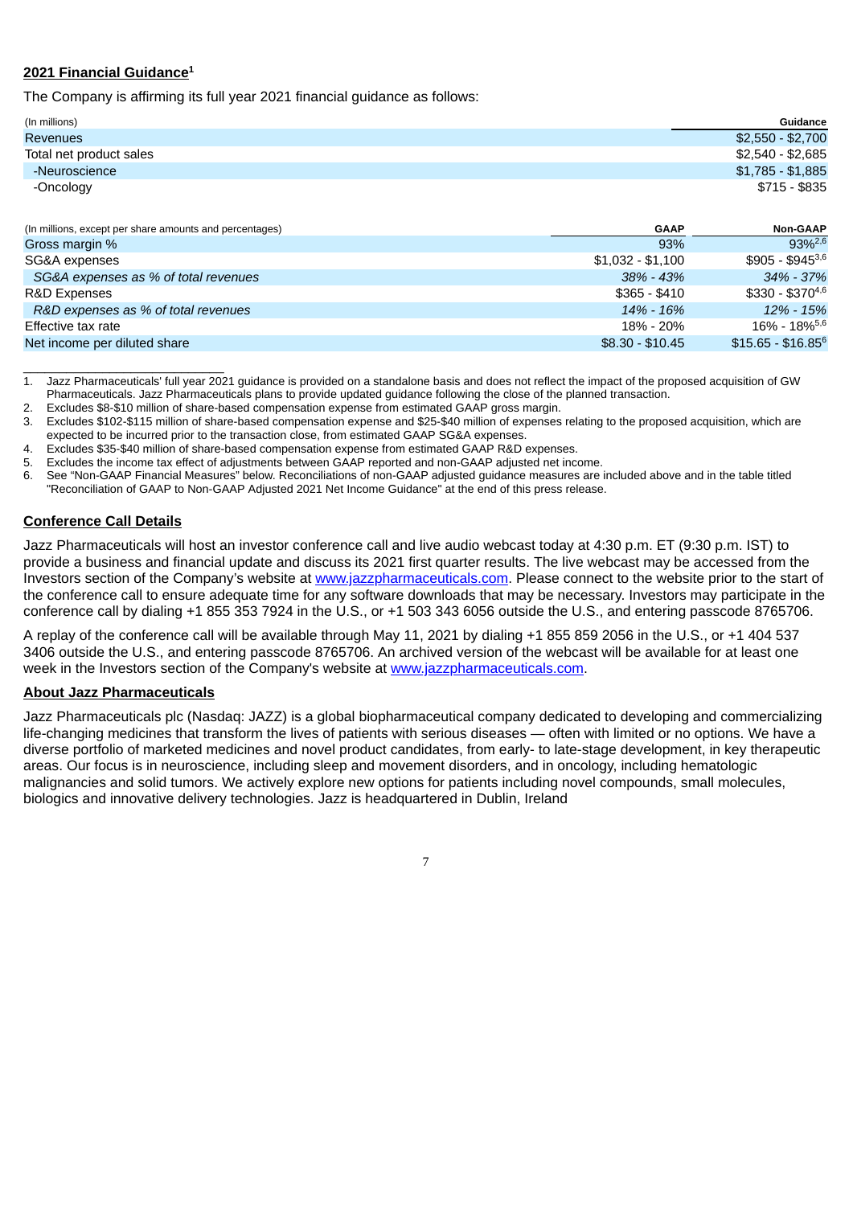## 2021 Financial Guidance[1]

The Company is affirming its full year 2021 financial guidance as follows:

| (In millions) | Guidance |
|---|---|
| Revenues | $2,550 - $2,700 |
| Total net product sales | $2,540 - $2,685 |
| -Neuroscience | $1,785 - $1,885 |
| -Oncology | $715 - $835 |

| (In millions, except per share amounts and percentages) | GAAP | Non-GAAP |
|---|---|---|
| Gross margin % | 93% | 93%[2,6] |
| SG&A expenses | $1,032 - $1,100 | $905 - $945[3,6] |
| *SG&A expenses as % of total revenues* | *38% - 43%* | *34% - 37%* |
| R&D Expenses | $365 - $410 | $330 - $370[4,6] |
| *R&D expenses as % of total revenues* | *14% - 16%* | *12% - 15%* |
| Effective tax rate | 18% - 20% | 16% - 18%[5,6] |
| Net income per diluted share | $8.30 - $10.45 | $15.65 - $16.85[6] |

1. Jazz Pharmaceuticals' full year 2021 guidance is provided on a standalone basis and does not reflect the impact of the proposed acquisition of GW Pharmaceuticals. Jazz Pharmaceuticals plans to provide updated guidance following the close of the planned transaction.
2. Excludes $8-$10 million of share-based compensation expense from estimated GAAP gross margin.
3. Excludes $102-$115 million of share-based compensation expense and $25-$40 million of expenses relating to the proposed acquisition, which are expected to be incurred prior to the transaction close, from estimated GAAP SG&A expenses.
4. Excludes $35-$40 million of share-based compensation expense from estimated GAAP R&D expenses.
5. Excludes the income tax effect of adjustments between GAAP reported and non-GAAP adjusted net income.
6. See "Non-GAAP Financial Measures" below. Reconciliations of non-GAAP adjusted guidance measures are included above and in the table titled "Reconciliation of GAAP to Non-GAAP Adjusted 2021 Net Income Guidance" at the end of this press release.

## Conference Call Details

Jazz Pharmaceuticals will host an investor conference call and live audio webcast today at 4:30 p.m. ET (9:30 p.m. IST) to provide a business and financial update and discuss its 2021 first quarter results. The live webcast may be accessed from the Investors section of the Company's website at www.jazzpharmaceuticals.com. Please connect to the website prior to the start of the conference call to ensure adequate time for any software downloads that may be necessary. Investors may participate in the conference call by dialing +1 855 353 7924 in the U.S., or +1 503 343 6056 outside the U.S., and entering passcode 8765706.

A replay of the conference call will be available through May 11, 2021 by dialing +1 855 859 2056 in the U.S., or +1 404 537 3406 outside the U.S., and entering passcode 8765706. An archived version of the webcast will be available for at least one week in the Investors section of the Company's website at www.jazzpharmaceuticals.com.

## About Jazz Pharmaceuticals

Jazz Pharmaceuticals plc (Nasdaq: JAZZ) is a global biopharmaceutical company dedicated to developing and commercializing life-changing medicines that transform the lives of patients with serious diseases — often with limited or no options. We have a diverse portfolio of marketed medicines and novel product candidates, from early- to late-stage development, in key therapeutic areas. Our focus is in neuroscience, including sleep and movement disorders, and in oncology, including hematologic malignancies and solid tumors. We actively explore new options for patients including novel compounds, small molecules, biologics and innovative delivery technologies. Jazz is headquartered in Dublin, Ireland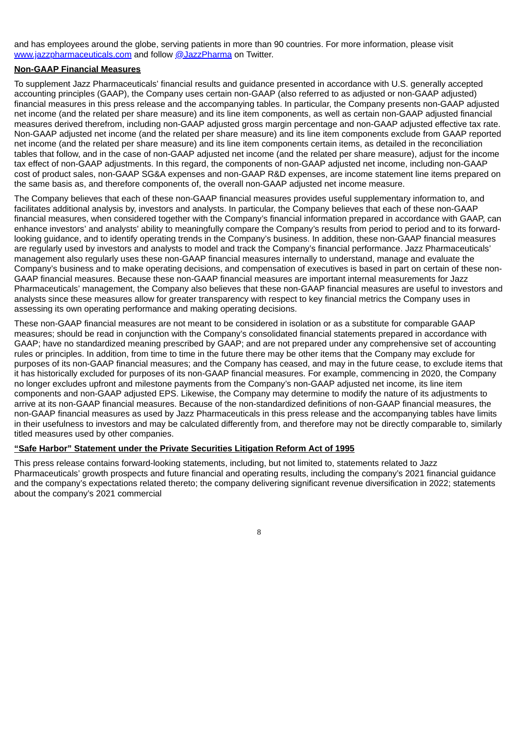and has employees around the globe, serving patients in more than 90 countries. For more information, please visit [www.jazzpharmaceuticals.com](http://www.jazzpharmaceuticals.com) and follow [@JazzPharma](https://twitter.com/JazzPharma) on Twitter.

**Non-GAAP Financial Measures**

To supplement Jazz Pharmaceuticals' financial results and guidance presented in accordance with U.S. generally accepted accounting principles (GAAP), the Company uses certain non-GAAP (also referred to as adjusted or non-GAAP adjusted) financial measures in this press release and the accompanying tables. In particular, the Company presents non-GAAP adjusted net income (and the related per share measure) and its line item components, as well as certain non-GAAP adjusted financial measures derived therefrom, including non-GAAP adjusted gross margin percentage and non-GAAP adjusted effective tax rate. Non-GAAP adjusted net income (and the related per share measure) and its line item components exclude from GAAP reported net income (and the related per share measure) and its line item components certain items, as detailed in the reconciliation tables that follow, and in the case of non-GAAP adjusted net income (and the related per share measure), adjust for the income tax effect of non-GAAP adjustments. In this regard, the components of non-GAAP adjusted net income, including non-GAAP cost of product sales, non-GAAP SG&A expenses and non-GAAP R&D expenses, are income statement line items prepared on the same basis as, and therefore components of, the overall non-GAAP adjusted net income measure.

The Company believes that each of these non-GAAP financial measures provides useful supplementary information to, and facilitates additional analysis by, investors and analysts. In particular, the Company believes that each of these non-GAAP financial measures, when considered together with the Company's financial information prepared in accordance with GAAP, can enhance investors' and analysts' ability to meaningfully compare the Company's results from period to period and to its forward-looking guidance, and to identify operating trends in the Company's business. In addition, these non-GAAP financial measures are regularly used by investors and analysts to model and track the Company's financial performance. Jazz Pharmaceuticals' management also regularly uses these non-GAAP financial measures internally to understand, manage and evaluate the Company's business and to make operating decisions, and compensation of executives is based in part on certain of these non-GAAP financial measures. Because these non-GAAP financial measures are important internal measurements for Jazz Pharmaceuticals' management, the Company also believes that these non-GAAP financial measures are useful to investors and analysts since these measures allow for greater transparency with respect to key financial metrics the Company uses in assessing its own operating performance and making operating decisions.

These non-GAAP financial measures are not meant to be considered in isolation or as a substitute for comparable GAAP measures; should be read in conjunction with the Company's consolidated financial statements prepared in accordance with GAAP; have no standardized meaning prescribed by GAAP; and are not prepared under any comprehensive set of accounting rules or principles. In addition, from time to time in the future there may be other items that the Company may exclude for purposes of its non-GAAP financial measures; and the Company has ceased, and may in the future cease, to exclude items that it has historically excluded for purposes of its non-GAAP financial measures. For example, commencing in 2020, the Company no longer excludes upfront and milestone payments from the Company's non-GAAP adjusted net income, its line item components and non-GAAP adjusted EPS. Likewise, the Company may determine to modify the nature of its adjustments to arrive at its non-GAAP financial measures. Because of the non-standardized definitions of non-GAAP financial measures, the non-GAAP financial measures as used by Jazz Pharmaceuticals in this press release and the accompanying tables have limits in their usefulness to investors and may be calculated differently from, and therefore may not be directly comparable to, similarly titled measures used by other companies.

**"Safe Harbor" Statement under the Private Securities Litigation Reform Act of 1995**

This press release contains forward-looking statements, including, but not limited to, statements related to Jazz Pharmaceuticals' growth prospects and future financial and operating results, including the company's 2021 financial guidance and the company's expectations related thereto; the company delivering significant revenue diversification in 2022; statements about the company's 2021 commercial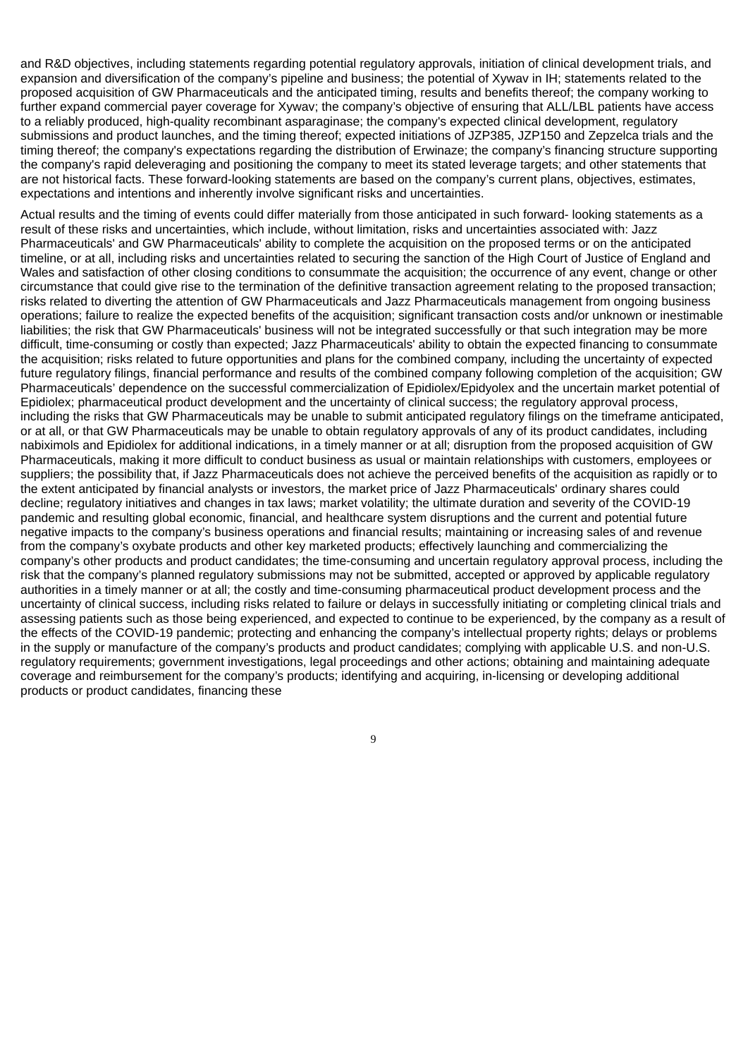and R&D objectives, including statements regarding potential regulatory approvals, initiation of clinical development trials, and expansion and diversification of the company's pipeline and business; the potential of Xywav in IH; statements related to the proposed acquisition of GW Pharmaceuticals and the anticipated timing, results and benefits thereof; the company working to further expand commercial payer coverage for Xywav; the company's objective of ensuring that ALL/LBL patients have access to a reliably produced, high-quality recombinant asparaginase; the company's expected clinical development, regulatory submissions and product launches, and the timing thereof; expected initiations of JZP385, JZP150 and Zepzelca trials and the timing thereof; the company's expectations regarding the distribution of Erwinaze; the company's financing structure supporting the company's rapid deleveraging and positioning the company to meet its stated leverage targets; and other statements that are not historical facts. These forward-looking statements are based on the company's current plans, objectives, estimates, expectations and intentions and inherently involve significant risks and uncertainties.

Actual results and the timing of events could differ materially from those anticipated in such forward- looking statements as a result of these risks and uncertainties, which include, without limitation, risks and uncertainties associated with: Jazz Pharmaceuticals' and GW Pharmaceuticals' ability to complete the acquisition on the proposed terms or on the anticipated timeline, or at all, including risks and uncertainties related to securing the sanction of the High Court of Justice of England and Wales and satisfaction of other closing conditions to consummate the acquisition; the occurrence of any event, change or other circumstance that could give rise to the termination of the definitive transaction agreement relating to the proposed transaction; risks related to diverting the attention of GW Pharmaceuticals and Jazz Pharmaceuticals management from ongoing business operations; failure to realize the expected benefits of the acquisition; significant transaction costs and/or unknown or inestimable liabilities; the risk that GW Pharmaceuticals' business will not be integrated successfully or that such integration may be more difficult, time-consuming or costly than expected; Jazz Pharmaceuticals' ability to obtain the expected financing to consummate the acquisition; risks related to future opportunities and plans for the combined company, including the uncertainty of expected future regulatory filings, financial performance and results of the combined company following completion of the acquisition; GW Pharmaceuticals' dependence on the successful commercialization of Epidiolex/Epidyolex and the uncertain market potential of Epidiolex; pharmaceutical product development and the uncertainty of clinical success; the regulatory approval process, including the risks that GW Pharmaceuticals may be unable to submit anticipated regulatory filings on the timeframe anticipated, or at all, or that GW Pharmaceuticals may be unable to obtain regulatory approvals of any of its product candidates, including nabiximols and Epidiolex for additional indications, in a timely manner or at all; disruption from the proposed acquisition of GW Pharmaceuticals, making it more difficult to conduct business as usual or maintain relationships with customers, employees or suppliers; the possibility that, if Jazz Pharmaceuticals does not achieve the perceived benefits of the acquisition as rapidly or to the extent anticipated by financial analysts or investors, the market price of Jazz Pharmaceuticals' ordinary shares could decline; regulatory initiatives and changes in tax laws; market volatility; the ultimate duration and severity of the COVID-19 pandemic and resulting global economic, financial, and healthcare system disruptions and the current and potential future negative impacts to the company's business operations and financial results; maintaining or increasing sales of and revenue from the company's oxybate products and other key marketed products; effectively launching and commercializing the company's other products and product candidates; the time-consuming and uncertain regulatory approval process, including the risk that the company's planned regulatory submissions may not be submitted, accepted or approved by applicable regulatory authorities in a timely manner or at all; the costly and time-consuming pharmaceutical product development process and the uncertainty of clinical success, including risks related to failure or delays in successfully initiating or completing clinical trials and assessing patients such as those being experienced, and expected to continue to be experienced, by the company as a result of the effects of the COVID-19 pandemic; protecting and enhancing the company's intellectual property rights; delays or problems in the supply or manufacture of the company's products and product candidates; complying with applicable U.S. and non-U.S. regulatory requirements; government investigations, legal proceedings and other actions; obtaining and maintaining adequate coverage and reimbursement for the company's products; identifying and acquiring, in-licensing or developing additional products or product candidates, financing these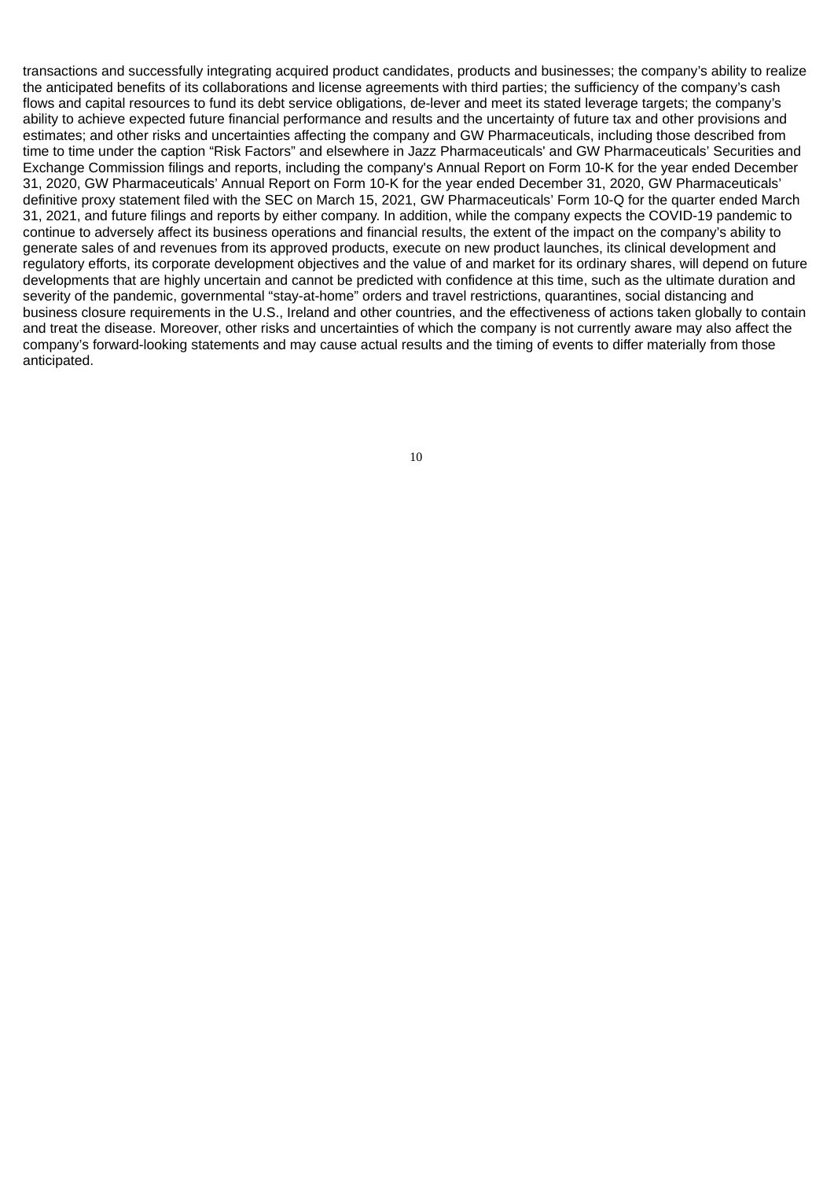transactions and successfully integrating acquired product candidates, products and businesses; the company's ability to realize the anticipated benefits of its collaborations and license agreements with third parties; the sufficiency of the company's cash flows and capital resources to fund its debt service obligations, de-lever and meet its stated leverage targets; the company's ability to achieve expected future financial performance and results and the uncertainty of future tax and other provisions and estimates; and other risks and uncertainties affecting the company and GW Pharmaceuticals, including those described from time to time under the caption "Risk Factors" and elsewhere in Jazz Pharmaceuticals' and GW Pharmaceuticals' Securities and Exchange Commission filings and reports, including the company's Annual Report on Form 10-K for the year ended December 31, 2020, GW Pharmaceuticals' Annual Report on Form 10-K for the year ended December 31, 2020, GW Pharmaceuticals' definitive proxy statement filed with the SEC on March 15, 2021, GW Pharmaceuticals' Form 10-Q for the quarter ended March 31, 2021, and future filings and reports by either company. In addition, while the company expects the COVID-19 pandemic to continue to adversely affect its business operations and financial results, the extent of the impact on the company's ability to generate sales of and revenues from its approved products, execute on new product launches, its clinical development and regulatory efforts, its corporate development objectives and the value of and market for its ordinary shares, will depend on future developments that are highly uncertain and cannot be predicted with confidence at this time, such as the ultimate duration and severity of the pandemic, governmental "stay-at-home" orders and travel restrictions, quarantines, social distancing and business closure requirements in the U.S., Ireland and other countries, and the effectiveness of actions taken globally to contain and treat the disease. Moreover, other risks and uncertainties of which the company is not currently aware may also affect the company's forward-looking statements and may cause actual results and the timing of events to differ materially from those anticipated.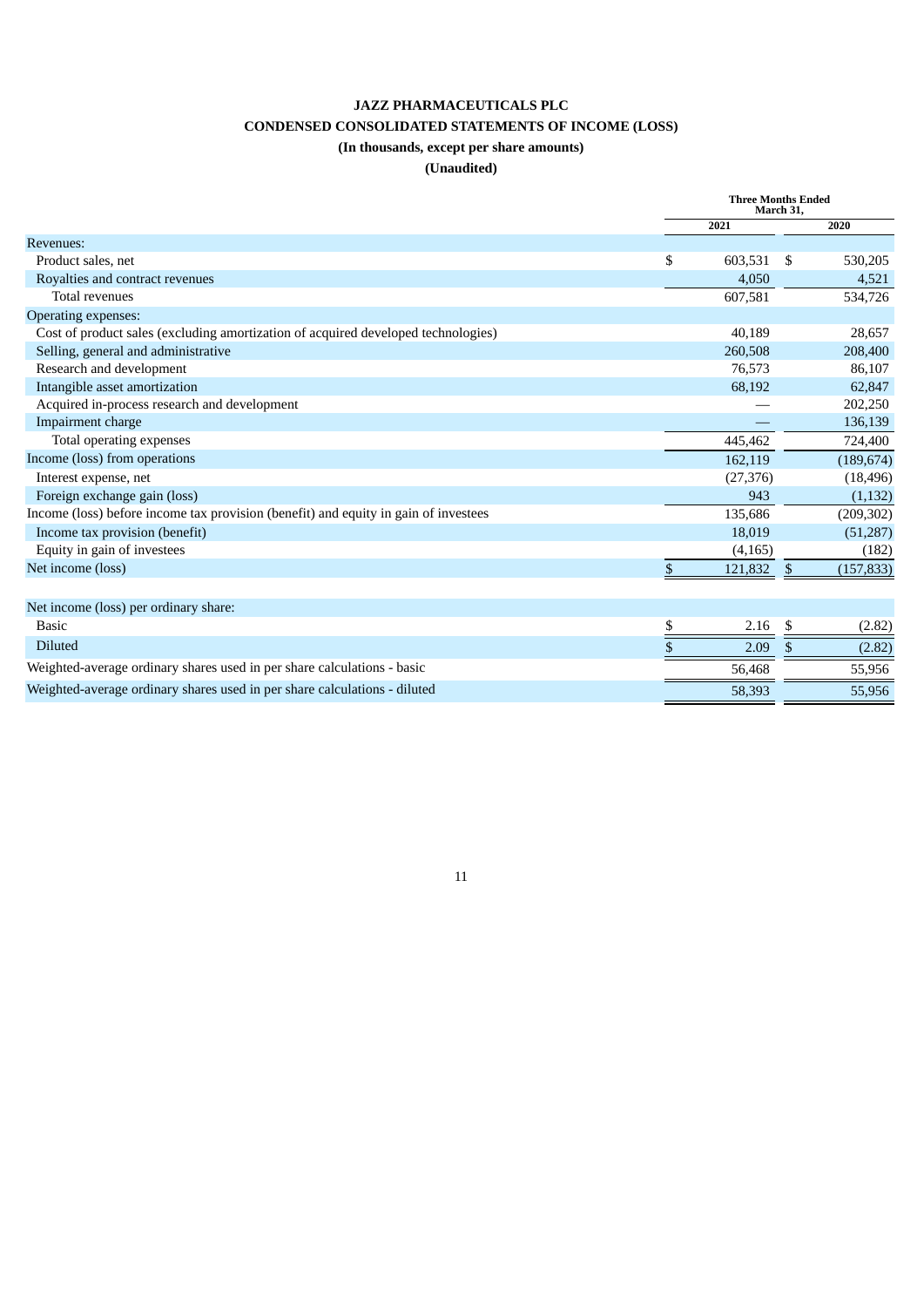# JAZZ PHARMACEUTICALS PLC

## CONDENSED CONSOLIDATED STATEMENTS OF INCOME (LOSS)

**(In thousands, except per share amounts)**

**(Unaudited)**

| | Three Months Ended March 31, | |
|---|---|---|
| | 2021 | 2020 |
| Revenues: | | |
| Product sales, net | $ 603,531 | $ 530,205 |
| Royalties and contract revenues | 4,050 | 4,521 |
| Total revenues | 607,581 | 534,726 |
| Operating expenses: | | |
| Cost of product sales (excluding amortization of acquired developed technologies) | 40,189 | 28,657 |
| Selling, general and administrative | 260,508 | 208,400 |
| Research and development | 76,573 | 86,107 |
| Intangible asset amortization | 68,192 | 62,847 |
| Acquired in-process research and development | — | 202,250 |
| Impairment charge | — | 136,139 |
| Total operating expenses | 445,462 | 724,400 |
| Income (loss) from operations | 162,119 | (189,674) |
| Interest expense, net | (27,376) | (18,496) |
| Foreign exchange gain (loss) | 943 | (1,132) |
| Income (loss) before income tax provision (benefit) and equity in gain of investees | 135,686 | (209,302) |
| Income tax provision (benefit) | 18,019 | (51,287) |
| Equity in gain of investees | (4,165) | (182) |
| Net income (loss) | $ 121,832 | $ (157,833) |
| | | |
| Net income (loss) per ordinary share: | | |
| Basic | $ 2.16 | $ (2.82) |
| Diluted | $ 2.09 | $ (2.82) |
| Weighted-average ordinary shares used in per share calculations - basic | 56,468 | 55,956 |
| Weighted-average ordinary shares used in per share calculations - diluted | 58,393 | 55,956 |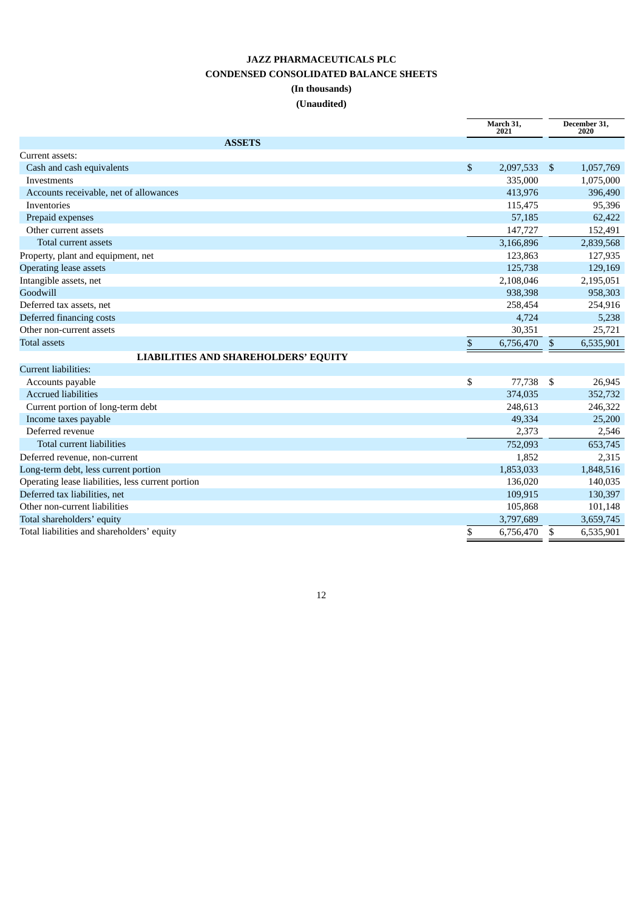# JAZZ PHARMACEUTICALS PLC

## CONDENSED CONSOLIDATED BALANCE SHEETS

**(In thousands)**

**(Unaudited)**

| | March 31, 2021 | December 31, 2020 |
|---|---|---|
| **ASSETS** | | |
| Current assets: | | |
| Cash and cash equivalents | $ 2,097,533 | $ 1,057,769 |
| Investments | 335,000 | 1,075,000 |
| Accounts receivable, net of allowances | 413,976 | 396,490 |
| Inventories | 115,475 | 95,396 |
| Prepaid expenses | 57,185 | 62,422 |
| Other current assets | 147,727 | 152,491 |
| Total current assets | 3,166,896 | 2,839,568 |
| Property, plant and equipment, net | 123,863 | 127,935 |
| Operating lease assets | 125,738 | 129,169 |
| Intangible assets, net | 2,108,046 | 2,195,051 |
| Goodwill | 938,398 | 958,303 |
| Deferred tax assets, net | 258,454 | 254,916 |
| Deferred financing costs | 4,724 | 5,238 |
| Other non-current assets | 30,351 | 25,721 |
| Total assets | $ 6,756,470 | $ 6,535,901 |
| **LIABILITIES AND SHAREHOLDERS' EQUITY** | | |
| Current liabilities: | | |
| Accounts payable | $ 77,738 | $ 26,945 |
| Accrued liabilities | 374,035 | 352,732 |
| Current portion of long-term debt | 248,613 | 246,322 |
| Income taxes payable | 49,334 | 25,200 |
| Deferred revenue | 2,373 | 2,546 |
| Total current liabilities | 752,093 | 653,745 |
| Deferred revenue, non-current | 1,852 | 2,315 |
| Long-term debt, less current portion | 1,853,033 | 1,848,516 |
| Operating lease liabilities, less current portion | 136,020 | 140,035 |
| Deferred tax liabilities, net | 109,915 | 130,397 |
| Other non-current liabilities | 105,868 | 101,148 |
| Total shareholders' equity | 3,797,689 | 3,659,745 |
| Total liabilities and shareholders' equity | $ 6,756,470 | $ 6,535,901 |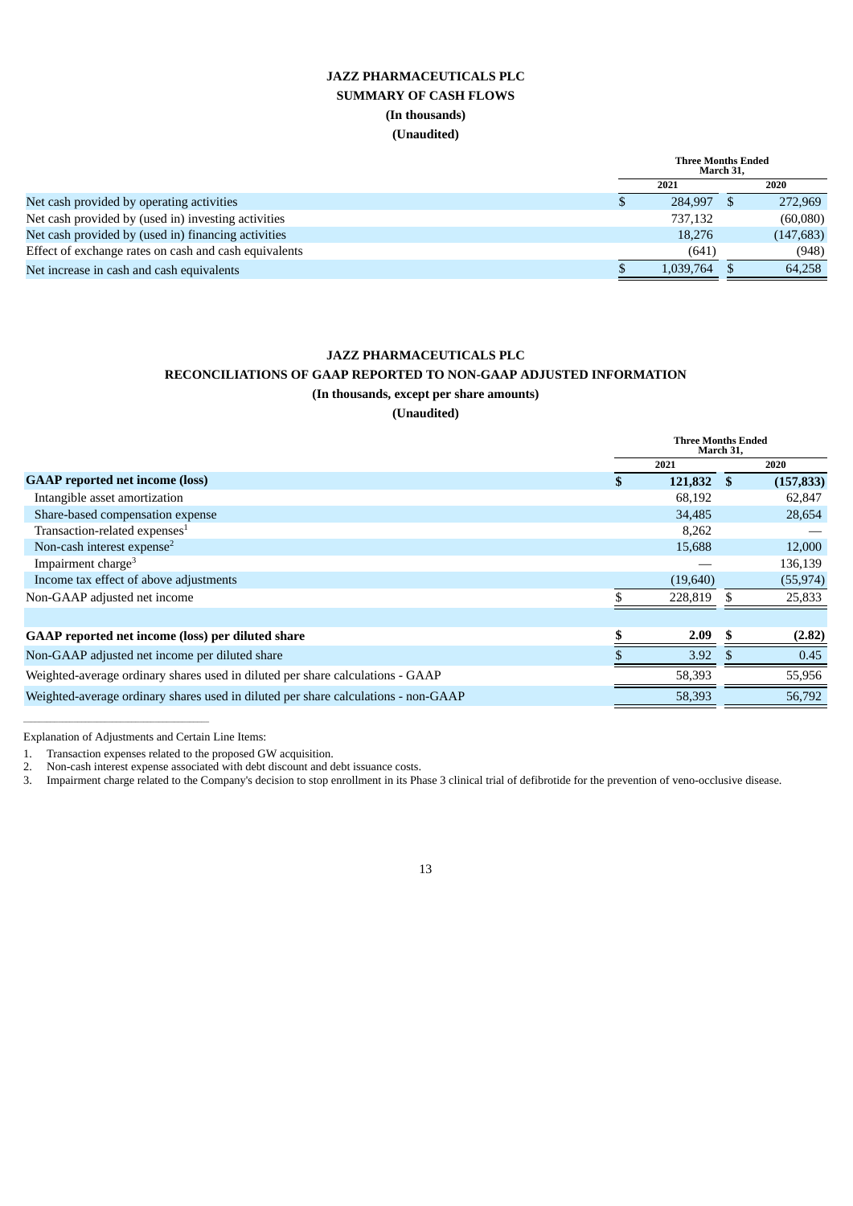# JAZZ PHARMACEUTICALS PLC

## SUMMARY OF CASH FLOWS

**(In thousands)**

**(Unaudited)**

| | Three Months Ended March 31, | |
|---|---|---|
| | 2021 | 2020 |
| Net cash provided by operating activities | $ 284,997 | $ 272,969 |
| Net cash provided by (used in) investing activities | 737,132 | (60,080) |
| Net cash provided by (used in) financing activities | 18,276 | (147,683) |
| Effect of exchange rates on cash and cash equivalents | (641) | (948) |
| Net increase in cash and cash equivalents | $ 1,039,764 | $ 64,258 |

# JAZZ PHARMACEUTICALS PLC

## RECONCILIATIONS OF GAAP REPORTED TO NON-GAAP ADJUSTED INFORMATION

**(In thousands, except per share amounts)**

**(Unaudited)**

| | Three Months Ended March 31, | |
|---|---|---|
| | 2021 | 2020 |
| **GAAP reported net income (loss)** | **$ 121,832** | **$ (157,833)** |
| Intangible asset amortization | 68,192 | 62,847 |
| Share-based compensation expense | 34,485 | 28,654 |
| Transaction-related expenses[1] | 8,262 | — |
| Non-cash interest expense[2] | 15,688 | 12,000 |
| Impairment charge[3] | — | 136,139 |
| Income tax effect of above adjustments | (19,640) | (55,974) |
| Non-GAAP adjusted net income | $ 228,819 | $ 25,833 |
| | | |
| **GAAP reported net income (loss) per diluted share** | **$ 2.09** | **$ (2.82)** |
| Non-GAAP adjusted net income per diluted share | $ 3.92 | $ 0.45 |
| Weighted-average ordinary shares used in diluted per share calculations - GAAP | 58,393 | 55,956 |
| Weighted-average ordinary shares used in diluted per share calculations - non-GAAP | 58,393 | 56,792 |

Explanation of Adjustments and Certain Line Items:

1. Transaction expenses related to the proposed GW acquisition.
2. Non-cash interest expense associated with debt discount and debt issuance costs.
3. Impairment charge related to the Company's decision to stop enrollment in its Phase 3 clinical trial of defibrotide for the prevention of veno-occlusive disease.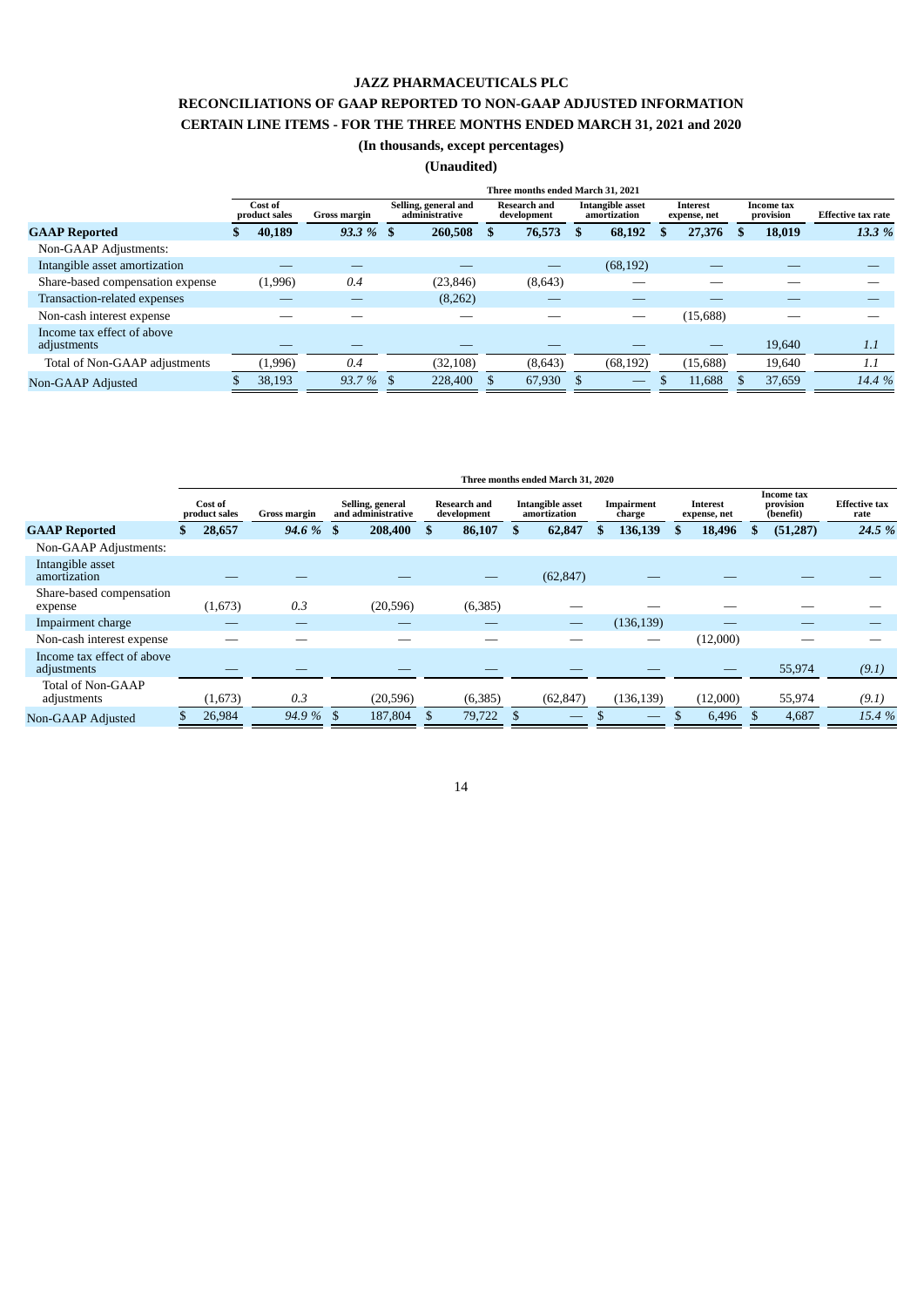**JAZZ PHARMACEUTICALS PLC**

**RECONCILIATIONS OF GAAP REPORTED TO NON-GAAP ADJUSTED INFORMATION**

**CERTAIN LINE ITEMS - FOR THE THREE MONTHS ENDED MARCH 31, 2021 and 2020**

**(In thousands, except percentages)**

**(Unaudited)**

| | Three months ended March 31, 2021 | | | | | | | |
|---|---|---|---|---|---|---|---|---|
| | Cost of product sales | Gross margin | Selling, general and administrative | Research and development | Intangible asset amortization | Interest expense, net | Income tax provision | Effective tax rate |
| **GAAP Reported** | **$ 40,189** | ***93.3 %*** | **$ 260,508** | **$ 76,573** | **$ 68,192** | **$ 27,376** | **$ 18,019** | ***13.3 %*** |
| Non-GAAP Adjustments: | | | | | | | | |
| Intangible asset amortization | — | — | — | — | (68,192) | — | — | — |
| Share-based compensation expense | (1,996) | *0.4* | (23,846) | (8,643) | — | — | — | — |
| Transaction-related expenses | — | — | (8,262) | — | — | — | — | — |
| Non-cash interest expense | — | — | — | — | — | (15,688) | — | — |
| Income tax effect of above adjustments | — | — | — | — | — | — | 19,640 | *1.1* |
| Total of Non-GAAP adjustments | (1,996) | *0.4* | (32,108) | (8,643) | (68,192) | (15,688) | 19,640 | *1.1* |
| Non-GAAP Adjusted | $ 38,193 | *93.7 %* | $ 228,400 | $ 67,930 | $ — | $ 11,688 | $ 37,659 | *14.4 %* |

| | Three months ended March 31, 2020 | | | | | | | | |
|---|---|---|---|---|---|---|---|---|---|
| | Cost of product sales | Gross margin | Selling, general and administrative | Research and development | Intangible asset amortization | Impairment charge | Interest expense, net | Income tax provision (benefit) | Effective tax rate |
| **GAAP Reported** | **$ 28,657** | ***94.6 %*** | **$ 208,400** | **$ 86,107** | **$ 62,847** | **$ 136,139** | **$ 18,496** | **$ (51,287)** | ***24.5 %*** |
| Non-GAAP Adjustments: | | | | | | | | | |
| Intangible asset amortization | — | — | — | — | (62,847) | — | — | — | — |
| Share-based compensation expense | (1,673) | *0.3* | (20,596) | (6,385) | — | — | — | — | — |
| Impairment charge | — | — | — | — | — | (136,139) | — | — | — |
| Non-cash interest expense | — | — | — | — | — | — | (12,000) | — | — |
| Income tax effect of above adjustments | — | — | — | — | — | — | — | 55,974 | *(9.1)* |
| Total of Non-GAAP adjustments | (1,673) | *0.3* | (20,596) | (6,385) | (62,847) | (136,139) | (12,000) | 55,974 | *(9.1)* |
| Non-GAAP Adjusted | $ 26,984 | *94.9 %* | $ 187,804 | $ 79,722 | $ — | $ — | $ 6,496 | $ 4,687 | *15.4 %* |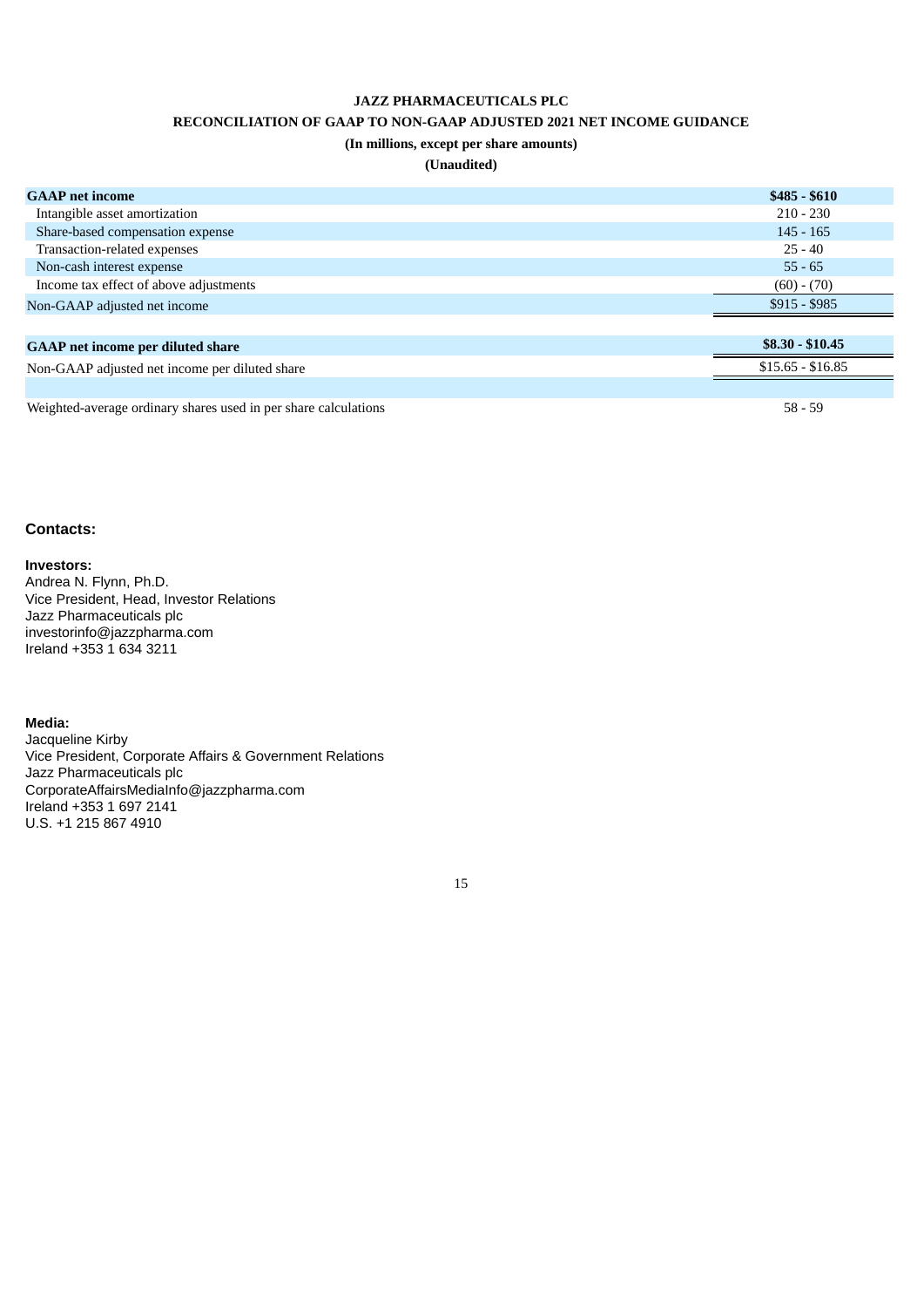**JAZZ PHARMACEUTICALS PLC**

**RECONCILIATION OF GAAP TO NON-GAAP ADJUSTED 2021 NET INCOME GUIDANCE**

**(In millions, except per share amounts)**

**(Unaudited)**

| | |
|---|---|
| **GAAP net income** | **$485 - $610** |
| Intangible asset amortization | 210 - 230 |
| Share-based compensation expense | 145 - 165 |
| Transaction-related expenses | 25 - 40 |
| Non-cash interest expense | 55 - 65 |
| Income tax effect of above adjustments | (60) - (70) |
| Non-GAAP adjusted net income | $915 - $985 |
| | |
| **GAAP net income per diluted share** | **$8.30 - $10.45** |
| Non-GAAP adjusted net income per diluted share | $15.65 - $16.85 |
| | |
| Weighted-average ordinary shares used in per share calculations | 58 - 59 |

**Contacts:**

**Investors:**
Andrea N. Flynn, Ph.D.
Vice President, Head, Investor Relations
Jazz Pharmaceuticals plc
investorinfo@jazzpharma.com
Ireland +353 1 634 3211

**Media:**
Jacqueline Kirby
Vice President, Corporate Affairs & Government Relations
Jazz Pharmaceuticals plc
CorporateAffairsMediaInfo@jazzpharma.com
Ireland +353 1 697 2141
U.S. +1 215 867 4910